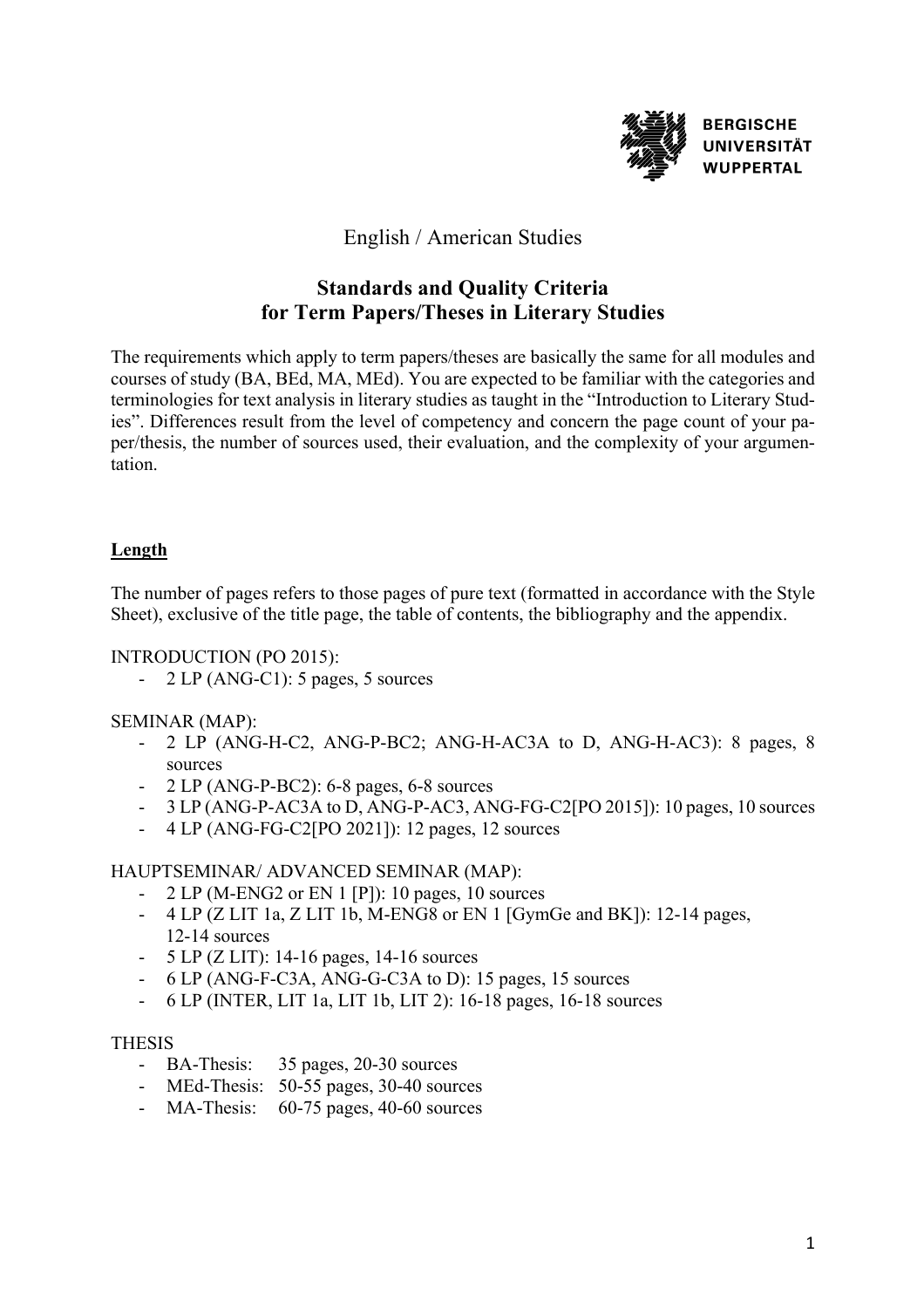English / American Studies

# Standards and Quality Criteria for Term Papers/Theses in Literary Studies

The requirements which apply to term papers/theses are basically the same for all modules and courses of study (BA, BEd, MA, MEd). You are expected to be familiar with the categories and terminologies for text analysis in literary studies as taught in the "Introduction to Literary Studies". Differences result from the level of competency and concern the page count of your paper/thesis, the number of sources used, their evaluation, and the complexity of your argumentation.

## Length

The number of pages refers to those pages of pure text (formatted in accordance with the Style Sheet), exclusive of the title page, the table of contents, the bibliography and the appendix.

INTRODUCTION (PO 2015):

- 2 LP (ANG-C1): 5 pages, 5 sources

SEMINAR (MAP):

- 2 LP (ANG-H-C2, ANG-P-BC2; ANG-H-AC3A to D, ANG-H-AC3): 8 pages, 8 sources
- 2 LP (ANG-P-BC2): 6-8 pages, 6-8 sources
- 3 LP (ANG-P-AC3A to D, ANG-P-AC3, ANG-FG-C2[PO 2015]): 10 pages, 10 sources
- 4 LP (ANG-FG-C2[PO 2021]): 12 pages, 12 sources

HAUPTSEMINAR/ ADVANCED SEMINAR (MAP):

- 2 LP (M-ENG2 or EN 1 [P]): 10 pages, 10 sources
- 4 LP (Z LIT 1a, Z LIT 1b, M-ENG8 or EN 1 [GymGe and BK]): 12-14 pages, 12-14 sources
- 5 LP (Z LIT): 14-16 pages, 14-16 sources
- 6 LP (ANG-F-C3A, ANG-G-C3A to D): 15 pages, 15 sources
- 6 LP (INTER, LIT 1a, LIT 1b, LIT 2): 16-18 pages, 16-18 sources

THESIS

- BA-Thesis: 35 pages, 20-30 sources
- MEd-Thesis: 50-55 pages, 30-40 sources
- MA-Thesis: 60-75 pages, 40-60 sources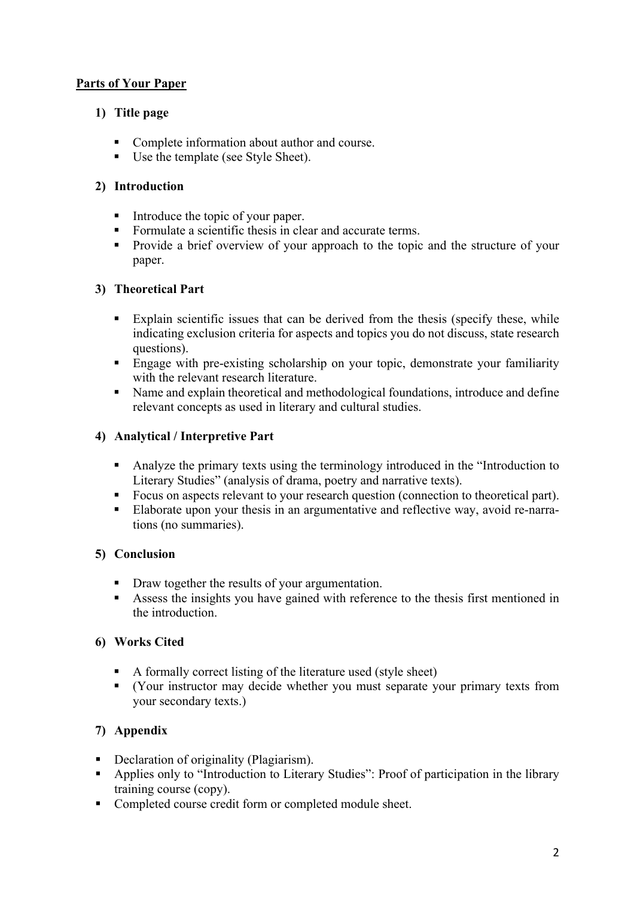## Parts of Your Paper

### 1) Title page

- Complete information about author and course.
- Use the template (see Style Sheet).

### 2) Introduction

- Introduce the topic of your paper.
- Formulate a scientific thesis in clear and accurate terms.
- Provide a brief overview of your approach to the topic and the structure of your paper.

### 3) Theoretical Part

- Explain scientific issues that can be derived from the thesis (specify these, while indicating exclusion criteria for aspects and topics you do not discuss, state research questions).
- Engage with pre-existing scholarship on your topic, demonstrate your familiarity with the relevant research literature.
- Name and explain theoretical and methodological foundations, introduce and define relevant concepts as used in literary and cultural studies.

### 4) Analytical / Interpretive Part

- Analyze the primary texts using the terminology introduced in the "Introduction to Literary Studies" (analysis of drama, poetry and narrative texts).
- Focus on aspects relevant to your research question (connection to theoretical part).
- Elaborate upon your thesis in an argumentative and reflective way, avoid re-narrations (no summaries).

### 5) Conclusion

- Draw together the results of your argumentation.
- Assess the insights you have gained with reference to the thesis first mentioned in the introduction.

### 6) Works Cited

- A formally correct listing of the literature used (style sheet)
- (Your instructor may decide whether you must separate your primary texts from your secondary texts.)

### 7) Appendix

- Declaration of originality (Plagiarism).
- Applies only to "Introduction to Literary Studies": Proof of participation in the library training course (copy).
- Completed course credit form or completed module sheet.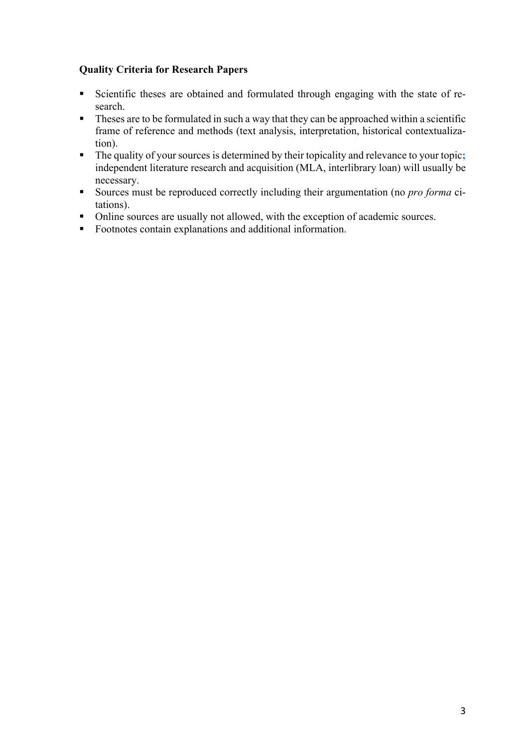**Quality Criteria for Research Papers**

- Scientific theses are obtained and formulated through engaging with the state of research.
- Theses are to be formulated in such a way that they can be approached within a scientific frame of reference and methods (text analysis, interpretation, historical contextualization).
- The quality of your sources is determined by their topicality and relevance to your topic; independent literature research and acquisition (MLA, interlibrary loan) will usually be necessary.
- Sources must be reproduced correctly including their argumentation (no *pro forma* citations).
- Online sources are usually not allowed, with the exception of academic sources.
- Footnotes contain explanations and additional information.